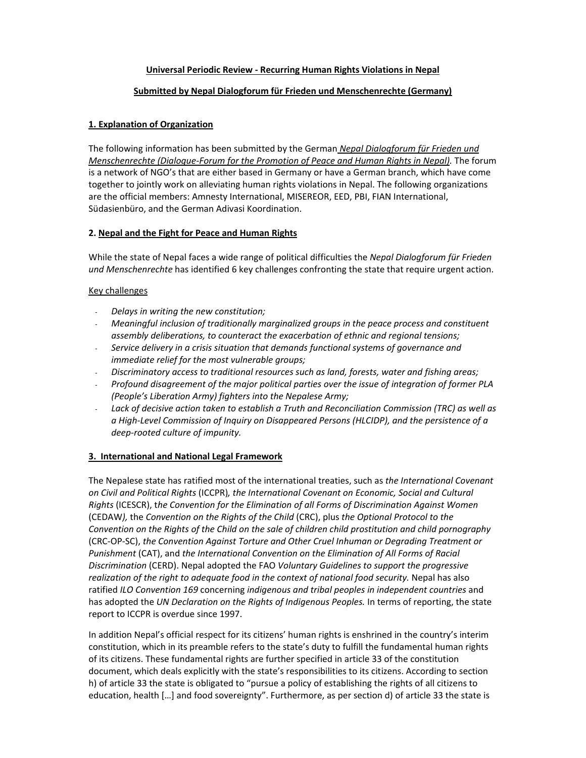**Universal Periodic Review - Recurring Human Rights Violations in Nepal**

**Submitted by Nepal Dialogforum für Frieden und Menschenrechte (Germany)**

## 1. Explanation of Organization

The following information has been submitted by the German *Nepal Dialogforum für Frieden und Menschenrechte (Dialogue-Forum for the Promotion of Peace and Human Rights in Nepal).* The forum is a network of NGO's that are either based in Germany or have a German branch, which have come together to jointly work on alleviating human rights violations in Nepal. The following organizations are the official members: Amnesty International, MISEREOR, EED, PBI, FIAN International, Südasienbüro, and the German Adivasi Koordination.

## 2. Nepal and the Fight for Peace and Human Rights

While the state of Nepal faces a wide range of political difficulties the *Nepal Dialogforum für Frieden und Menschenrechte* has identified 6 key challenges confronting the state that require urgent action.

Key challenges

- *Delays in writing the new constitution;*
- *Meaningful inclusion of traditionally marginalized groups in the peace process and constituent assembly deliberations, to counteract the exacerbation of ethnic and regional tensions;*
- *Service delivery in a crisis situation that demands functional systems of governance and immediate relief for the most vulnerable groups;*
- *Discriminatory access to traditional resources such as land, forests, water and fishing areas;*
- *Profound disagreement of the major political parties over the issue of integration of former PLA (People's Liberation Army) fighters into the Nepalese Army;*
- *Lack of decisive action taken to establish a Truth and Reconciliation Commission (TRC) as well as a High-Level Commission of Inquiry on Disappeared Persons (HLCIDP), and the persistence of a deep-rooted culture of impunity.*

## 3. International and National Legal Framework

The Nepalese state has ratified most of the international treaties, such as *the International Covenant on Civil and Political Rights* (ICCPR)*, the International Covenant on Economic, Social and Cultural Rights* (ICESCR), t*he Convention for the Elimination of all Forms of Discrimination Against Women* (CEDAW*),* the *Convention on the Rights of the Child* (CRC), plus *the Optional Protocol to the Convention on the Rights of the Child on the sale of children child prostitution and child pornography* (CRC-OP-SC), *the Convention Against Torture and Other Cruel Inhuman or Degrading Treatment or Punishment* (CAT), and *the International Convention on the Elimination of All Forms of Racial Discrimination* (CERD). Nepal adopted the FAO *Voluntary Guidelines to support the progressive realization of the right to adequate food in the context of national food security.* Nepal has also ratified *ILO Convention 169* concerning *indigenous and tribal peoples in independent countries* and has adopted the *UN Declaration on the Rights of Indigenous Peoples.* In terms of reporting, the state report to ICCPR is overdue since 1997.

In addition Nepal's official respect for its citizens' human rights is enshrined in the country's interim constitution, which in its preamble refers to the state's duty to fulfill the fundamental human rights of its citizens. These fundamental rights are further specified in article 33 of the constitution document, which deals explicitly with the state's responsibilities to its citizens. According to section h) of article 33 the state is obligated to "pursue a policy of establishing the rights of all citizens to education, health […] and food sovereignty". Furthermore, as per section d) of article 33 the state is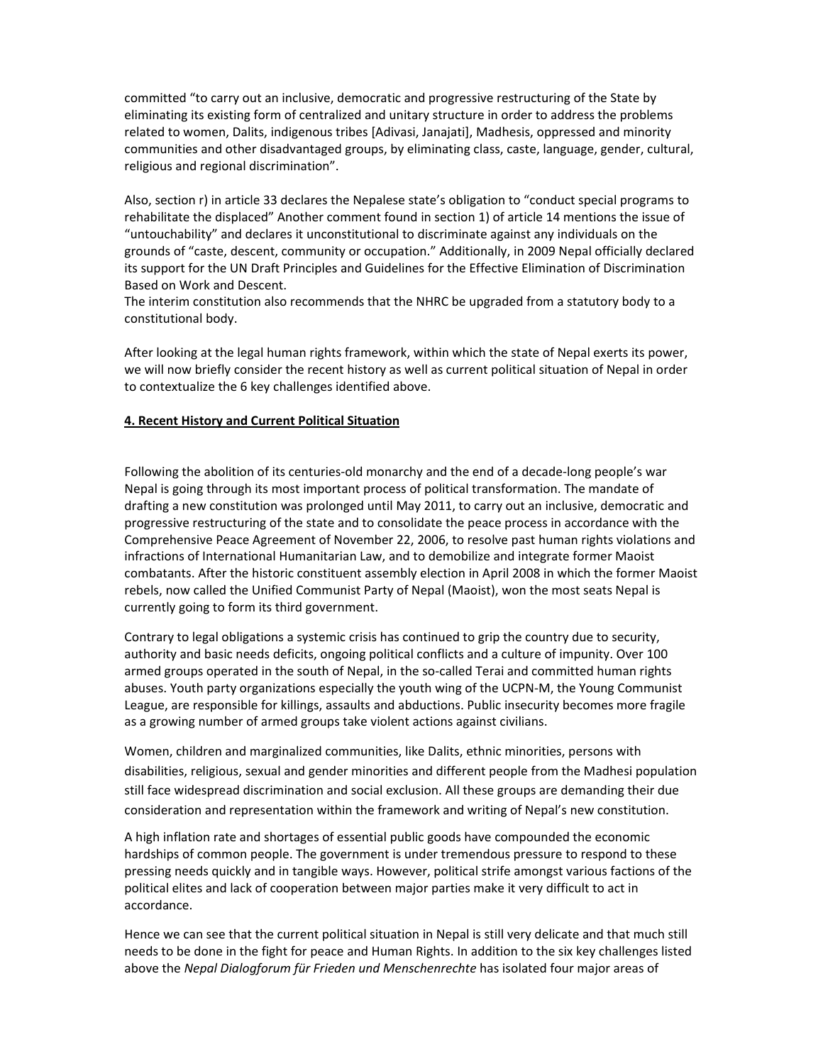committed "to carry out an inclusive, democratic and progressive restructuring of the State by eliminating its existing form of centralized and unitary structure in order to address the problems related to women, Dalits, indigenous tribes [Adivasi, Janajati], Madhesis, oppressed and minority communities and other disadvantaged groups, by eliminating class, caste, language, gender, cultural, religious and regional discrimination".

Also, section r) in article 33 declares the Nepalese state's obligation to "conduct special programs to rehabilitate the displaced" Another comment found in section 1) of article 14 mentions the issue of "untouchability" and declares it unconstitutional to discriminate against any individuals on the grounds of "caste, descent, community or occupation." Additionally, in 2009 Nepal officially declared its support for the UN Draft Principles and Guidelines for the Effective Elimination of Discrimination Based on Work and Descent.
The interim constitution also recommends that the NHRC be upgraded from a statutory body to a constitutional body.

After looking at the legal human rights framework, within which the state of Nepal exerts its power, we will now briefly consider the recent history as well as current political situation of Nepal in order to contextualize the 6 key challenges identified above.

## 4. Recent History and Current Political Situation

Following the abolition of its centuries-old monarchy and the end of a decade-long people's war Nepal is going through its most important process of political transformation. The mandate of drafting a new constitution was prolonged until May 2011, to carry out an inclusive, democratic and progressive restructuring of the state and to consolidate the peace process in accordance with the Comprehensive Peace Agreement of November 22, 2006, to resolve past human rights violations and infractions of International Humanitarian Law, and to demobilize and integrate former Maoist combatants. After the historic constituent assembly election in April 2008 in which the former Maoist rebels, now called the Unified Communist Party of Nepal (Maoist), won the most seats Nepal is currently going to form its third government.

Contrary to legal obligations a systemic crisis has continued to grip the country due to security, authority and basic needs deficits, ongoing political conflicts and a culture of impunity. Over 100 armed groups operated in the south of Nepal, in the so-called Terai and committed human rights abuses. Youth party organizations especially the youth wing of the UCPN-M, the Young Communist League, are responsible for killings, assaults and abductions. Public insecurity becomes more fragile as a growing number of armed groups take violent actions against civilians.

Women, children and marginalized communities, like Dalits, ethnic minorities, persons with disabilities, religious, sexual and gender minorities and different people from the Madhesi population still face widespread discrimination and social exclusion. All these groups are demanding their due consideration and representation within the framework and writing of Nepal's new constitution.

A high inflation rate and shortages of essential public goods have compounded the economic hardships of common people. The government is under tremendous pressure to respond to these pressing needs quickly and in tangible ways. However, political strife amongst various factions of the political elites and lack of cooperation between major parties make it very difficult to act in accordance.

Hence we can see that the current political situation in Nepal is still very delicate and that much still needs to be done in the fight for peace and Human Rights. In addition to the six key challenges listed above the *Nepal Dialogforum für Frieden und Menschenrechte* has isolated four major areas of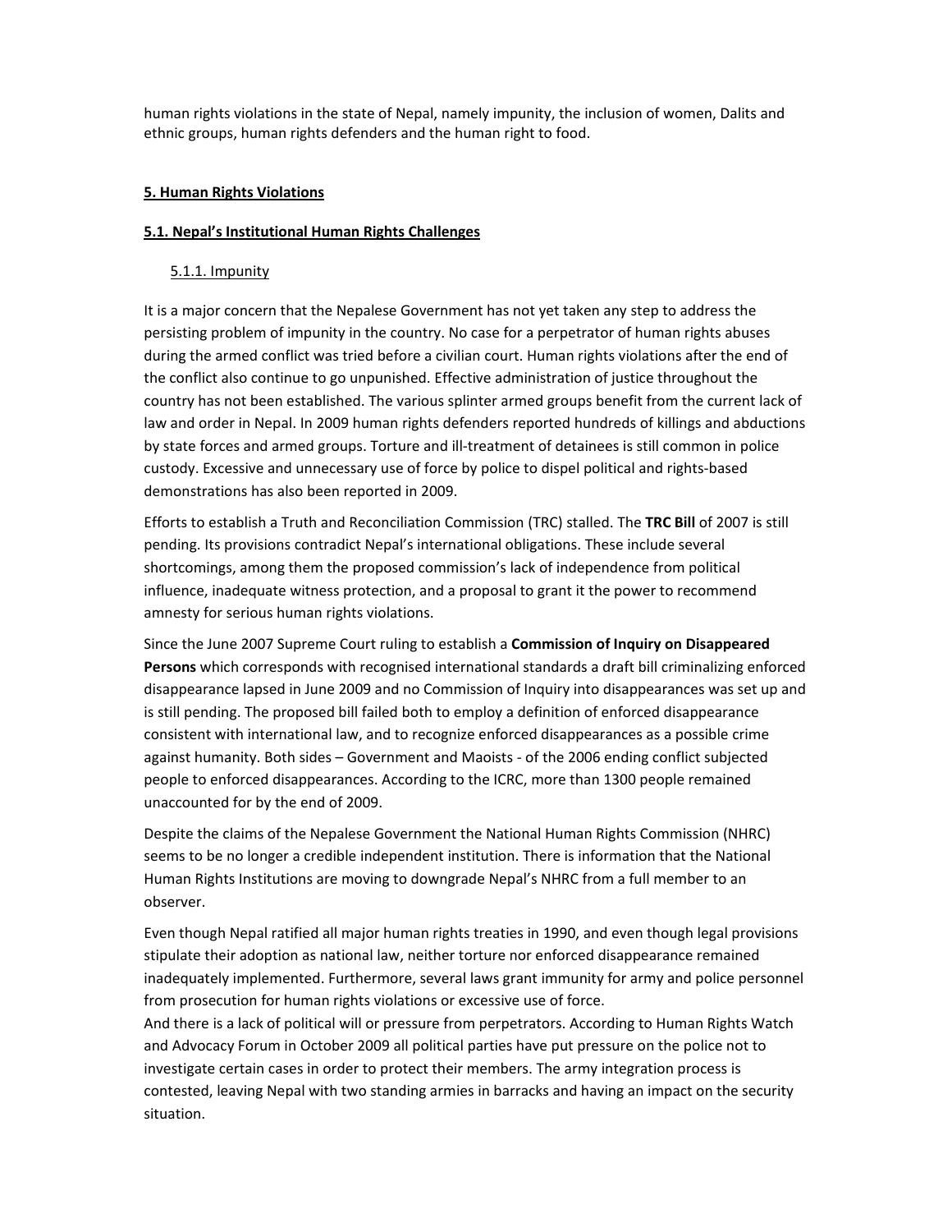human rights violations in the state of Nepal, namely impunity, the inclusion of women, Dalits and ethnic groups, human rights defenders and the human right to food.

## 5. Human Rights Violations

### 5.1. Nepal's Institutional Human Rights Challenges

#### 5.1.1. Impunity

It is a major concern that the Nepalese Government has not yet taken any step to address the persisting problem of impunity in the country. No case for a perpetrator of human rights abuses during the armed conflict was tried before a civilian court. Human rights violations after the end of the conflict also continue to go unpunished. Effective administration of justice throughout the country has not been established. The various splinter armed groups benefit from the current lack of law and order in Nepal. In 2009 human rights defenders reported hundreds of killings and abductions by state forces and armed groups. Torture and ill-treatment of detainees is still common in police custody. Excessive and unnecessary use of force by police to dispel political and rights-based demonstrations has also been reported in 2009.

Efforts to establish a Truth and Reconciliation Commission (TRC) stalled. The **TRC Bill** of 2007 is still pending. Its provisions contradict Nepal's international obligations. These include several shortcomings, among them the proposed commission's lack of independence from political influence, inadequate witness protection, and a proposal to grant it the power to recommend amnesty for serious human rights violations.

Since the June 2007 Supreme Court ruling to establish a **Commission of Inquiry on Disappeared Persons** which corresponds with recognised international standards a draft bill criminalizing enforced disappearance lapsed in June 2009 and no Commission of Inquiry into disappearances was set up and is still pending. The proposed bill failed both to employ a definition of enforced disappearance consistent with international law, and to recognize enforced disappearances as a possible crime against humanity. Both sides – Government and Maoists - of the 2006 ending conflict subjected people to enforced disappearances. According to the ICRC, more than 1300 people remained unaccounted for by the end of 2009.

Despite the claims of the Nepalese Government the National Human Rights Commission (NHRC) seems to be no longer a credible independent institution. There is information that the National Human Rights Institutions are moving to downgrade Nepal's NHRC from a full member to an observer.

Even though Nepal ratified all major human rights treaties in 1990, and even though legal provisions stipulate their adoption as national law, neither torture nor enforced disappearance remained inadequately implemented. Furthermore, several laws grant immunity for army and police personnel from prosecution for human rights violations or excessive use of force.

And there is a lack of political will or pressure from perpetrators. According to Human Rights Watch and Advocacy Forum in October 2009 all political parties have put pressure on the police not to investigate certain cases in order to protect their members. The army integration process is contested, leaving Nepal with two standing armies in barracks and having an impact on the security situation.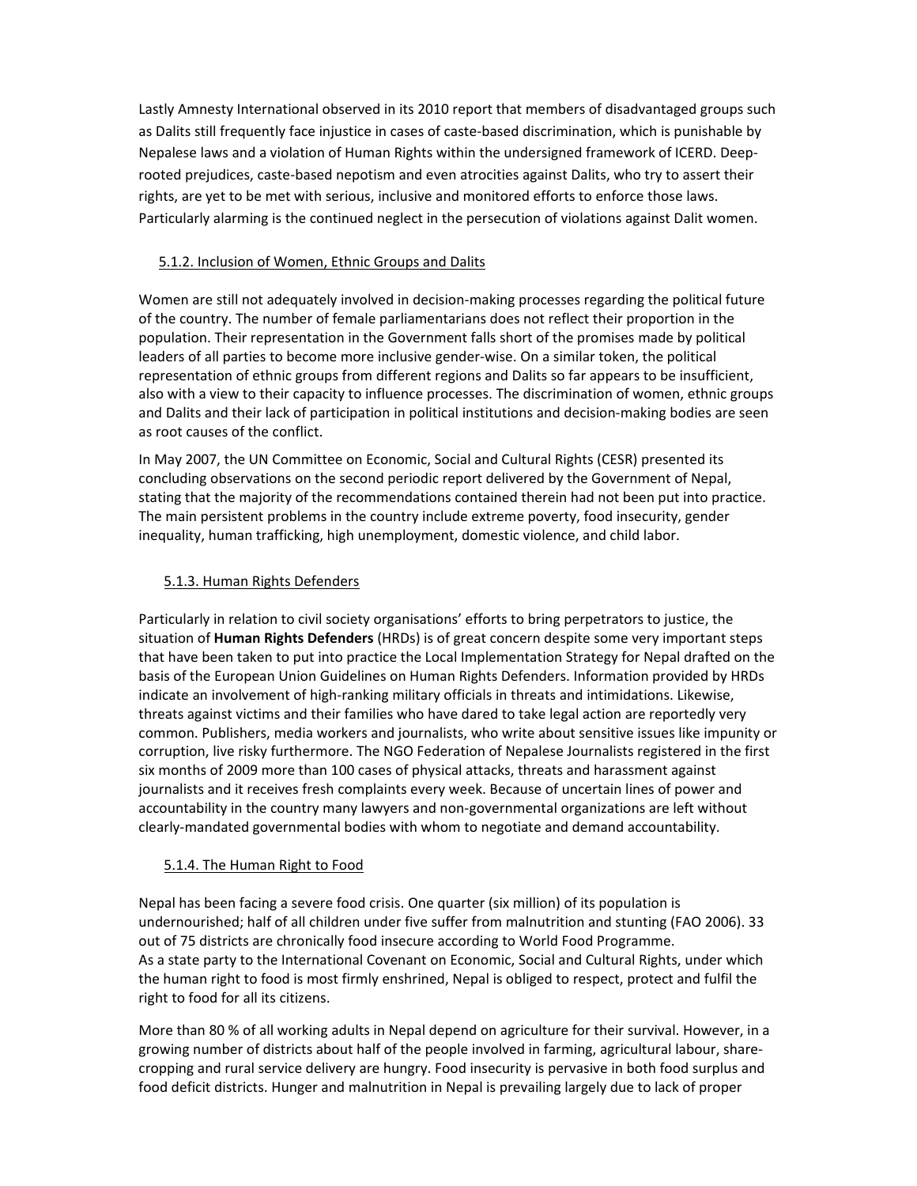Lastly Amnesty International observed in its 2010 report that members of disadvantaged groups such as Dalits still frequently face injustice in cases of caste-based discrimination, which is punishable by Nepalese laws and a violation of Human Rights within the undersigned framework of ICERD. Deep-rooted prejudices, caste-based nepotism and even atrocities against Dalits, who try to assert their rights, are yet to be met with serious, inclusive and monitored efforts to enforce those laws. Particularly alarming is the continued neglect in the persecution of violations against Dalit women.

### 5.1.2. Inclusion of Women, Ethnic Groups and Dalits

Women are still not adequately involved in decision-making processes regarding the political future of the country. The number of female parliamentarians does not reflect their proportion in the population. Their representation in the Government falls short of the promises made by political leaders of all parties to become more inclusive gender-wise. On a similar token, the political representation of ethnic groups from different regions and Dalits so far appears to be insufficient, also with a view to their capacity to influence processes. The discrimination of women, ethnic groups and Dalits and their lack of participation in political institutions and decision-making bodies are seen as root causes of the conflict.

In May 2007, the UN Committee on Economic, Social and Cultural Rights (CESR) presented its concluding observations on the second periodic report delivered by the Government of Nepal, stating that the majority of the recommendations contained therein had not been put into practice. The main persistent problems in the country include extreme poverty, food insecurity, gender inequality, human trafficking, high unemployment, domestic violence, and child labor.

### 5.1.3. Human Rights Defenders

Particularly in relation to civil society organisations' efforts to bring perpetrators to justice, the situation of **Human Rights Defenders** (HRDs) is of great concern despite some very important steps that have been taken to put into practice the Local Implementation Strategy for Nepal drafted on the basis of the European Union Guidelines on Human Rights Defenders. Information provided by HRDs indicate an involvement of high-ranking military officials in threats and intimidations. Likewise, threats against victims and their families who have dared to take legal action are reportedly very common. Publishers, media workers and journalists, who write about sensitive issues like impunity or corruption, live risky furthermore. The NGO Federation of Nepalese Journalists registered in the first six months of 2009 more than 100 cases of physical attacks, threats and harassment against journalists and it receives fresh complaints every week. Because of uncertain lines of power and accountability in the country many lawyers and non-governmental organizations are left without clearly-mandated governmental bodies with whom to negotiate and demand accountability.

### 5.1.4. The Human Right to Food

Nepal has been facing a severe food crisis. One quarter (six million) of its population is undernourished; half of all children under five suffer from malnutrition and stunting (FAO 2006). 33 out of 75 districts are chronically food insecure according to World Food Programme.
As a state party to the International Covenant on Economic, Social and Cultural Rights, under which the human right to food is most firmly enshrined, Nepal is obliged to respect, protect and fulfil the right to food for all its citizens.

More than 80 % of all working adults in Nepal depend on agriculture for their survival. However, in a growing number of districts about half of the people involved in farming, agricultural labour, share-cropping and rural service delivery are hungry. Food insecurity is pervasive in both food surplus and food deficit districts. Hunger and malnutrition in Nepal is prevailing largely due to lack of proper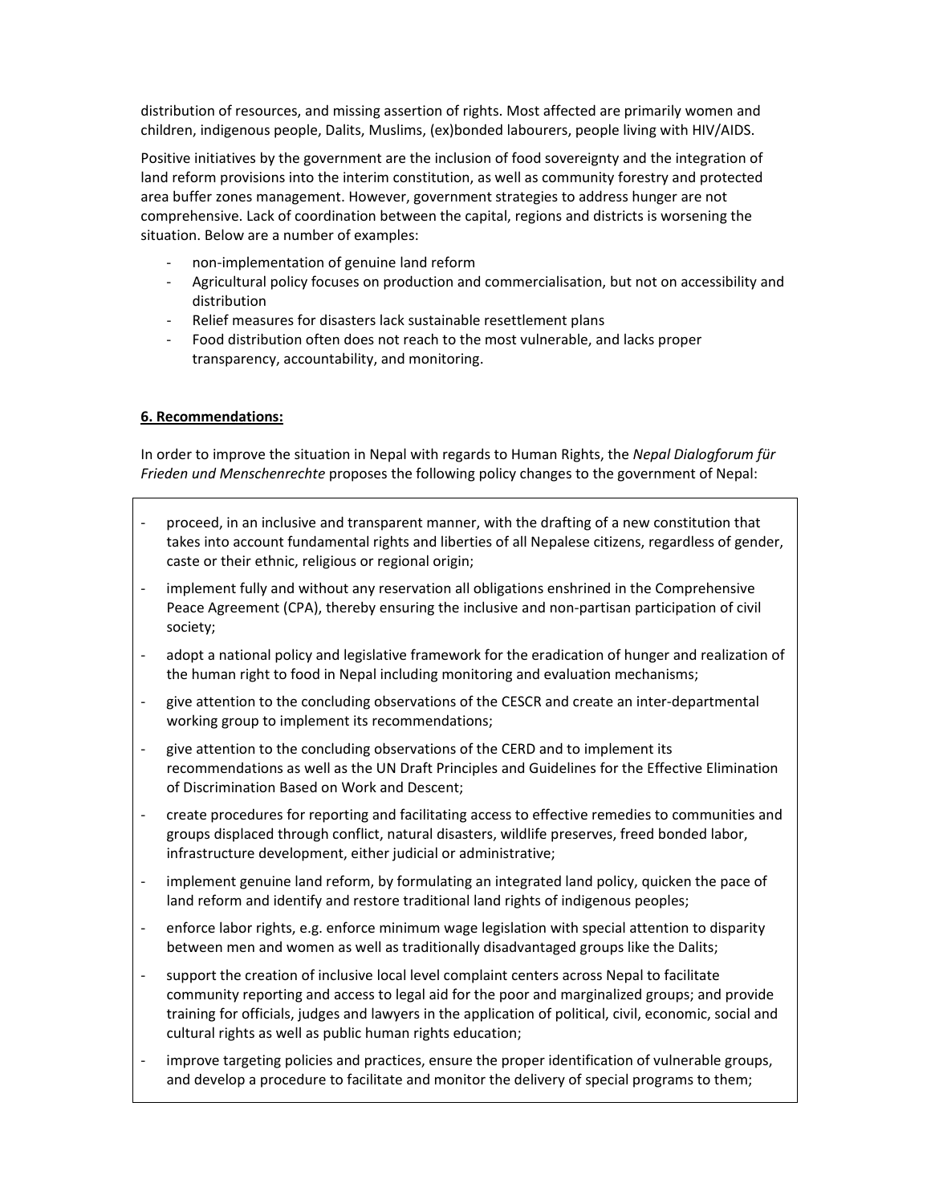distribution of resources, and missing assertion of rights. Most affected are primarily women and children, indigenous people, Dalits, Muslims, (ex)bonded labourers, people living with HIV/AIDS.

Positive initiatives by the government are the inclusion of food sovereignty and the integration of land reform provisions into the interim constitution, as well as community forestry and protected area buffer zones management. However, government strategies to address hunger are not comprehensive. Lack of coordination between the capital, regions and districts is worsening the situation. Below are a number of examples:

- non-implementation of genuine land reform
- Agricultural policy focuses on production and commercialisation, but not on accessibility and distribution
- Relief measures for disasters lack sustainable resettlement plans
- Food distribution often does not reach to the most vulnerable, and lacks proper transparency, accountability, and monitoring.

**6. Recommendations:**

In order to improve the situation in Nepal with regards to Human Rights, the *Nepal Dialogforum für Frieden und Menschenrechte* proposes the following policy changes to the government of Nepal:

- proceed, in an inclusive and transparent manner, with the drafting of a new constitution that takes into account fundamental rights and liberties of all Nepalese citizens, regardless of gender, caste or their ethnic, religious or regional origin;
- implement fully and without any reservation all obligations enshrined in the Comprehensive Peace Agreement (CPA), thereby ensuring the inclusive and non-partisan participation of civil society;
- adopt a national policy and legislative framework for the eradication of hunger and realization of the human right to food in Nepal including monitoring and evaluation mechanisms;
- give attention to the concluding observations of the CESCR and create an inter-departmental working group to implement its recommendations;
- give attention to the concluding observations of the CERD and to implement its recommendations as well as the UN Draft Principles and Guidelines for the Effective Elimination of Discrimination Based on Work and Descent;
- create procedures for reporting and facilitating access to effective remedies to communities and groups displaced through conflict, natural disasters, wildlife preserves, freed bonded labor, infrastructure development, either judicial or administrative;
- implement genuine land reform, by formulating an integrated land policy, quicken the pace of land reform and identify and restore traditional land rights of indigenous peoples;
- enforce labor rights, e.g. enforce minimum wage legislation with special attention to disparity between men and women as well as traditionally disadvantaged groups like the Dalits;
- support the creation of inclusive local level complaint centers across Nepal to facilitate community reporting and access to legal aid for the poor and marginalized groups; and provide training for officials, judges and lawyers in the application of political, civil, economic, social and cultural rights as well as public human rights education;
- improve targeting policies and practices, ensure the proper identification of vulnerable groups, and develop a procedure to facilitate and monitor the delivery of special programs to them;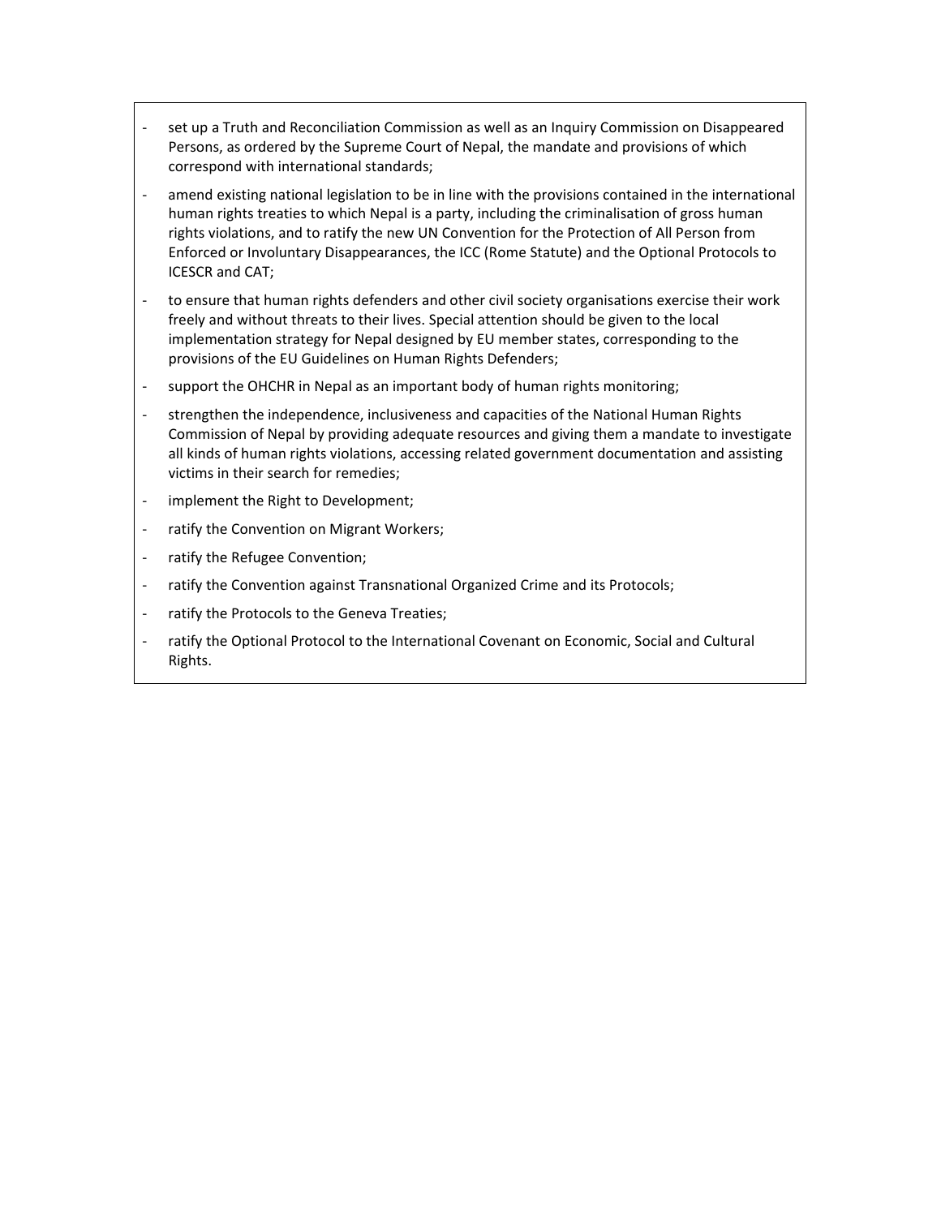- set up a Truth and Reconciliation Commission as well as an Inquiry Commission on Disappeared Persons, as ordered by the Supreme Court of Nepal, the mandate and provisions of which correspond with international standards;
- amend existing national legislation to be in line with the provisions contained in the international human rights treaties to which Nepal is a party, including the criminalisation of gross human rights violations, and to ratify the new UN Convention for the Protection of All Person from Enforced or Involuntary Disappearances, the ICC (Rome Statute) and the Optional Protocols to ICESCR and CAT;
- to ensure that human rights defenders and other civil society organisations exercise their work freely and without threats to their lives. Special attention should be given to the local implementation strategy for Nepal designed by EU member states, corresponding to the provisions of the EU Guidelines on Human Rights Defenders;
- support the OHCHR in Nepal as an important body of human rights monitoring;
- strengthen the independence, inclusiveness and capacities of the National Human Rights Commission of Nepal by providing adequate resources and giving them a mandate to investigate all kinds of human rights violations, accessing related government documentation and assisting victims in their search for remedies;
- implement the Right to Development;
- ratify the Convention on Migrant Workers;
- ratify the Refugee Convention;
- ratify the Convention against Transnational Organized Crime and its Protocols;
- ratify the Protocols to the Geneva Treaties;
- ratify the Optional Protocol to the International Covenant on Economic, Social and Cultural Rights.